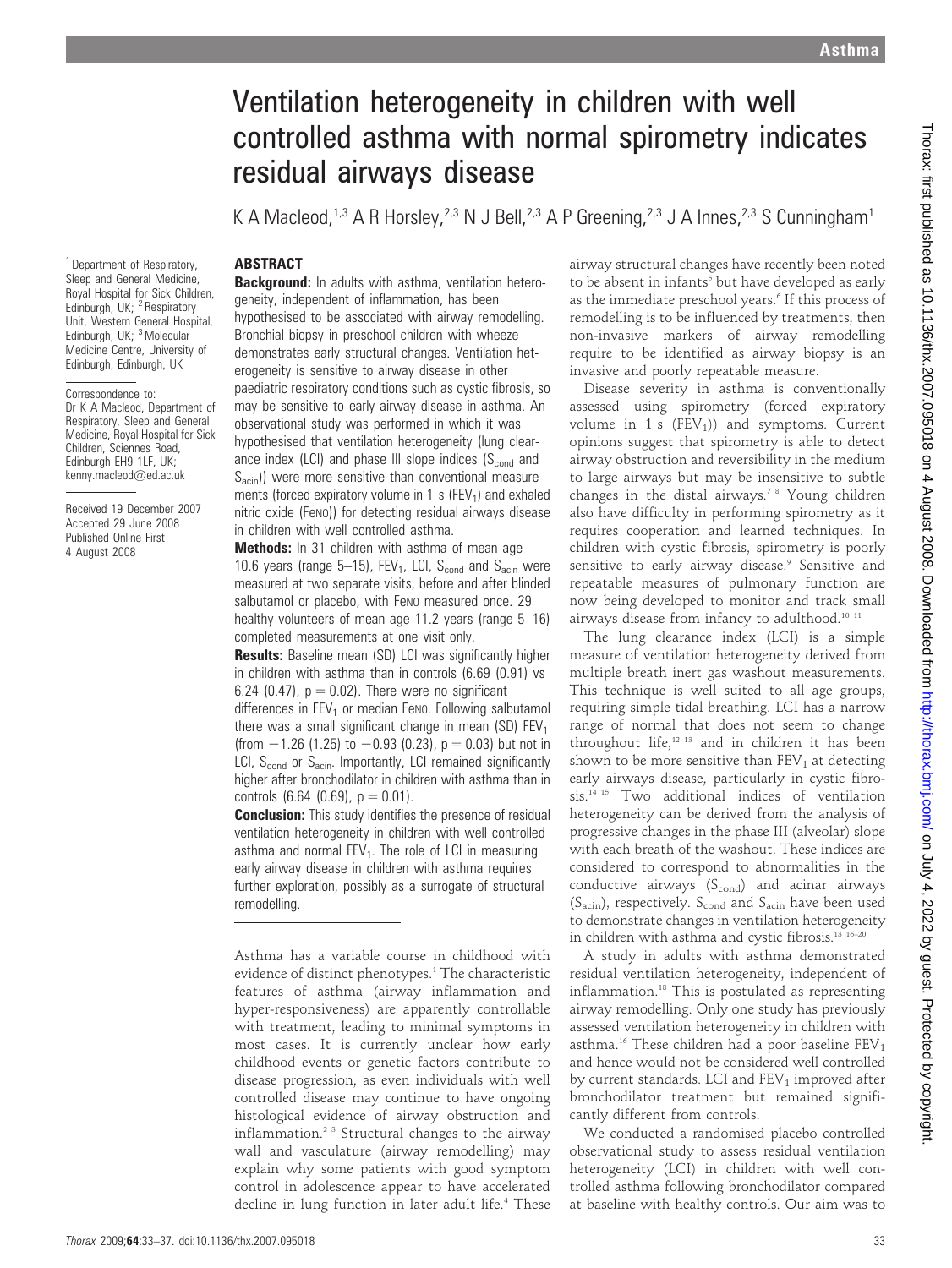# Ventilation heterogeneity in children with well controlled asthma with normal spirometry indicates residual airways disease

K A Macleod,[1,3] A R Horsley,[2,3] N J Bell,[2,3] A P Greening,[2,3] J A Innes,[2,3] S Cunningham[1]

[1] Department of Respiratory, Sleep and General Medicine, Royal Hospital for Sick Children, Edinburgh, UK; [2] Respiratory Unit, Western General Hospital, Edinburgh, UK; [3] Molecular Medicine Centre, University of Edinburgh, Edinburgh, UK

Correspondence to: Dr K A Macleod, Department of Respiratory, Sleep and General Medicine, Royal Hospital for Sick Children, Sciennes Road, Edinburgh EH9 1LF, UK; kenny.macleod@ed.ac.uk

Received 19 December 2007
Accepted 29 June 2008
Published Online First 4 August 2008

## ABSTRACT

**Background:** In adults with asthma, ventilation heterogeneity, independent of inflammation, has been hypothesised to be associated with airway remodelling. Bronchial biopsy in preschool children with wheeze demonstrates early structural changes. Ventilation heterogeneity is sensitive to airway disease in other paediatric respiratory conditions such as cystic fibrosis, so may be sensitive to early airway disease in asthma. An observational study was performed in which it was hypothesised that ventilation heterogeneity (lung clearance index (LCI) and phase III slope indices ($S_{cond}$ and $S_{acin}$)) were more sensitive than conventional measurements (forced expiratory volume in 1 s ($FEV_1$) and exhaled nitric oxide (FeNO)) for detecting residual airways disease in children with well controlled asthma.

**Methods:** In 31 children with asthma of mean age 10.6 years (range 5–15), $FEV_1$, LCI, $S_{cond}$ and $S_{acin}$ were measured at two separate visits, before and after blinded salbutamol or placebo, with FeNO measured once. 29 healthy volunteers of mean age 11.2 years (range 5–16) completed measurements at one visit only.

**Results:** Baseline mean (SD) LCI was significantly higher in children with asthma than in controls (6.69 (0.91) vs 6.24 (0.47), $p = 0.02$). There were no significant differences in $FEV_1$ or median FeNO. Following salbutamol there was a small significant change in mean (SD) $FEV_1$ (from −1.26 (1.25) to −0.93 (0.23), $p = 0.03$) but not in LCI, $S_{cond}$ or $S_{acin}$. Importantly, LCI remained significantly higher after bronchodilator in children with asthma than in controls (6.64 (0.69), $p = 0.01$).

**Conclusion:** This study identifies the presence of residual ventilation heterogeneity in children with well controlled asthma and normal $FEV_1$. The role of LCI in measuring early airway disease in children with asthma requires further exploration, possibly as a surrogate of structural remodelling.

Asthma has a variable course in childhood with evidence of distinct phenotypes.[1] The characteristic features of asthma (airway inflammation and hyper-responsiveness) are apparently controllable with treatment, leading to minimal symptoms in most cases. It is currently unclear how early childhood events or genetic factors contribute to disease progression, as even individuals with well controlled disease may continue to have ongoing histological evidence of airway obstruction and inflammation.[2,3] Structural changes to the airway wall and vasculature (airway remodelling) may explain why some patients with good symptom control in adolescence appear to have accelerated decline in lung function in later adult life.[4] These airway structural changes have recently been noted to be absent in infants[5] but have developed as early as the immediate preschool years.[6] If this process of remodelling is to be influenced by treatments, then non-invasive markers of airway remodelling require to be identified as airway biopsy is an invasive and poorly repeatable measure.

Disease severity in asthma is conventionally assessed using spirometry (forced expiratory volume in 1 s ($FEV_1$)) and symptoms. Current opinions suggest that spirometry is able to detect airway obstruction and reversibility in the medium to large airways but may be insensitive to subtle changes in the distal airways.[7,8] Young children also have difficulty in performing spirometry as it requires cooperation and learned techniques. In children with cystic fibrosis, spirometry is poorly sensitive to early airway disease.[9] Sensitive and repeatable measures of pulmonary function are now being developed to monitor and track small airways disease from infancy to adulthood.[10,11]

The lung clearance index (LCI) is a simple measure of ventilation heterogeneity derived from multiple breath inert gas washout measurements. This technique is well suited to all age groups, requiring simple tidal breathing. LCI has a narrow range of normal that does not seem to change throughout life,[12,13] and in children it has been shown to be more sensitive than $FEV_1$ at detecting early airways disease, particularly in cystic fibrosis.[14,15] Two additional indices of ventilation heterogeneity can be derived from the analysis of progressive changes in the phase III (alveolar) slope with each breath of the washout. These indices are considered to correspond to abnormalities in the conductive airways ($S_{cond}$) and acinar airways ($S_{acin}$), respectively. $S_{cond}$ and $S_{acin}$ have been used to demonstrate changes in ventilation heterogeneity in children with asthma and cystic fibrosis.[13,16–20]

A study in adults with asthma demonstrated residual ventilation heterogeneity, independent of inflammation.[18] This is postulated as representing airway remodelling. Only one study has previously assessed ventilation heterogeneity in children with asthma.[16] These children had a poor baseline $FEV_1$ and hence would not be considered well controlled by current standards. LCI and $FEV_1$ improved after bronchodilator treatment but remained significantly different from controls.

We conducted a randomised placebo controlled observational study to assess residual ventilation heterogeneity (LCI) in children with well controlled asthma following bronchodilator compared at baseline with healthy controls. Our aim was to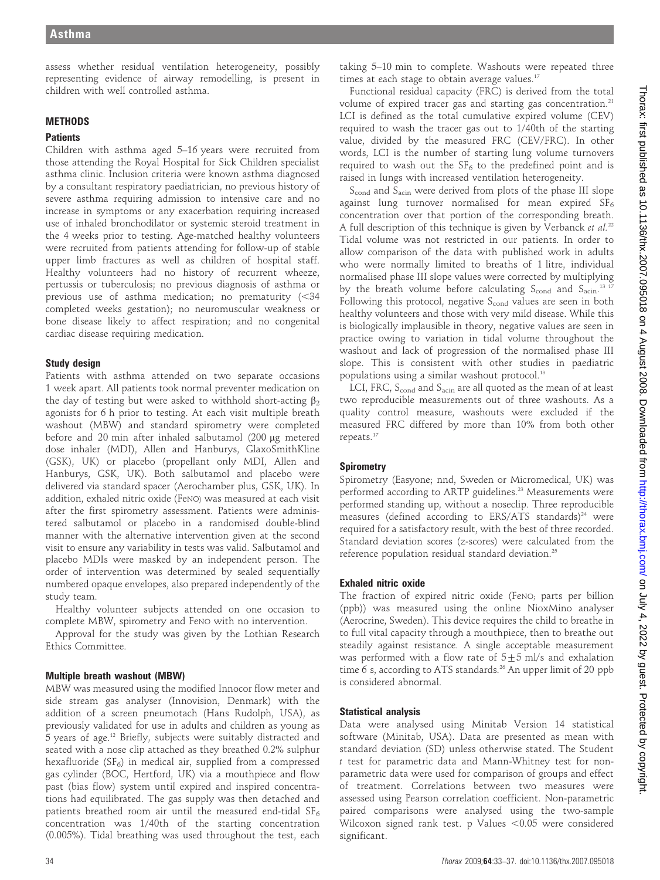assess whether residual ventilation heterogeneity, possibly representing evidence of airway remodelling, is present in children with well controlled asthma.

## METHODS

### Patients

Children with asthma aged 5–16 years were recruited from those attending the Royal Hospital for Sick Children specialist asthma clinic. Inclusion criteria were known asthma diagnosed by a consultant respiratory paediatrician, no previous history of severe asthma requiring admission to intensive care and no increase in symptoms or any exacerbation requiring increased use of inhaled bronchodilator or systemic steroid treatment in the 4 weeks prior to testing. Age-matched healthy volunteers were recruited from patients attending for follow-up of stable upper limb fractures as well as children of hospital staff. Healthy volunteers had no history of recurrent wheeze, pertussis or tuberculosis; no previous diagnosis of asthma or previous use of asthma medication; no prematurity (<34 completed weeks gestation); no neuromuscular weakness or bone disease likely to affect respiration; and no congenital cardiac disease requiring medication.

### Study design

Patients with asthma attended on two separate occasions 1 week apart. All patients took normal preventer medication on the day of testing but were asked to withhold short-acting $\beta_2$ agonists for 6 h prior to testing. At each visit multiple breath washout (MBW) and standard spirometry were completed before and 20 min after inhaled salbutamol (200 μg metered dose inhaler (MDI), Allen and Hanburys, GlaxoSmithKline (GSK), UK) or placebo (propellant only MDI, Allen and Hanburys, GSK, UK). Both salbutamol and placebo were delivered via standard spacer (Aerochamber plus, GSK, UK). In addition, exhaled nitric oxide (FeNO) was measured at each visit after the first spirometry assessment. Patients were administered salbutamol or placebo in a randomised double-blind manner with the alternative intervention given at the second visit to ensure any variability in tests was valid. Salbutamol and placebo MDIs were masked by an independent person. The order of intervention was determined by sealed sequentially numbered opaque envelopes, also prepared independently of the study team.

Healthy volunteer subjects attended on one occasion to complete MBW, spirometry and FeNO with no intervention.

Approval for the study was given by the Lothian Research Ethics Committee.

### Multiple breath washout (MBW)

MBW was measured using the modified Innocor flow meter and side stream gas analyser (Innovision, Denmark) with the addition of a screen pneumotach (Hans Rudolph, USA), as previously validated for use in adults and children as young as 5 years of age.[12] Briefly, subjects were suitably distracted and seated with a nose clip attached as they breathed 0.2% sulphur hexafluoride ($SF_6$) in medical air, supplied from a compressed gas cylinder (BOC, Hertford, UK) via a mouthpiece and flow past (bias flow) system until expired and inspired concentrations had equilibrated. The gas supply was then detached and patients breathed room air until the measured end-tidal $SF_6$ concentration was 1/40th of the starting concentration (0.005%). Tidal breathing was used throughout the test, each taking 5–10 min to complete. Washouts were repeated three times at each stage to obtain average values.[17]

Functional residual capacity (FRC) is derived from the total volume of expired tracer gas and starting gas concentration.[21] LCI is defined as the total cumulative expired volume (CEV) required to wash the tracer gas out to 1/40th of the starting value, divided by the measured FRC (CEV/FRC). In other words, LCI is the number of starting lung volume turnovers required to wash out the $SF_6$ to the predefined point and is raised in lungs with increased ventilation heterogeneity.

$S_{cond}$ and $S_{acin}$ were derived from plots of the phase III slope against lung turnover normalised for mean expired $SF_6$ concentration over that portion of the corresponding breath. A full description of this technique is given by Verbanck *et al*.[22] Tidal volume was not restricted in our patients. In order to allow comparison of the data with published work in adults who were normally limited to breaths of 1 litre, individual normalised phase III slope values were corrected by multiplying by the breath volume before calculating $S_{cond}$ and $S_{acin}$.[13 17] Following this protocol, negative $S_{cond}$ values are seen in both healthy volunteers and those with very mild disease. While this is biologically implausible in theory, negative values are seen in practice owing to variation in tidal volume throughout the washout and lack of progression of the normalised phase III slope. This is consistent with other studies in paediatric populations using a similar washout protocol.[13]

LCI, FRC, $S_{cond}$ and $S_{acin}$ are all quoted as the mean of at least two reproducible measurements out of three washouts. As a quality control measure, washouts were excluded if the measured FRC differed by more than 10% from both other repeats.[17]

### Spirometry

Spirometry (Easyone; nnd, Sweden or Micromedical, UK) was performed according to ARTP guidelines.[23] Measurements were performed standing up, without a noseclip. Three reproducible measures (defined according to ERS/ATS standards)[24] were required for a satisfactory result, with the best of three recorded. Standard deviation scores (z-scores) were calculated from the reference population residual standard deviation.[25]

### Exhaled nitric oxide

The fraction of expired nitric oxide (FeNO; parts per billion (ppb)) was measured using the online NioxMino analyser (Aerocrine, Sweden). This device requires the child to breathe in to full vital capacity through a mouthpiece, then to breathe out steadily against resistance. A single acceptable measurement was performed with a flow rate of $5\pm5$ ml/s and exhalation time 6 s, according to ATS standards.[26] An upper limit of 20 ppb is considered abnormal.

### Statistical analysis

Data were analysed using Minitab Version 14 statistical software (Minitab, USA). Data are presented as mean with standard deviation (SD) unless otherwise stated. The Student *t* test for parametric data and Mann-Whitney test for non-parametric data were used for comparison of groups and effect of treatment. Correlations between two measures were assessed using Pearson correlation coefficient. Non-parametric paired comparisons were analysed using the two-sample Wilcoxon signed rank test. p Values $<0.05$ were considered significant.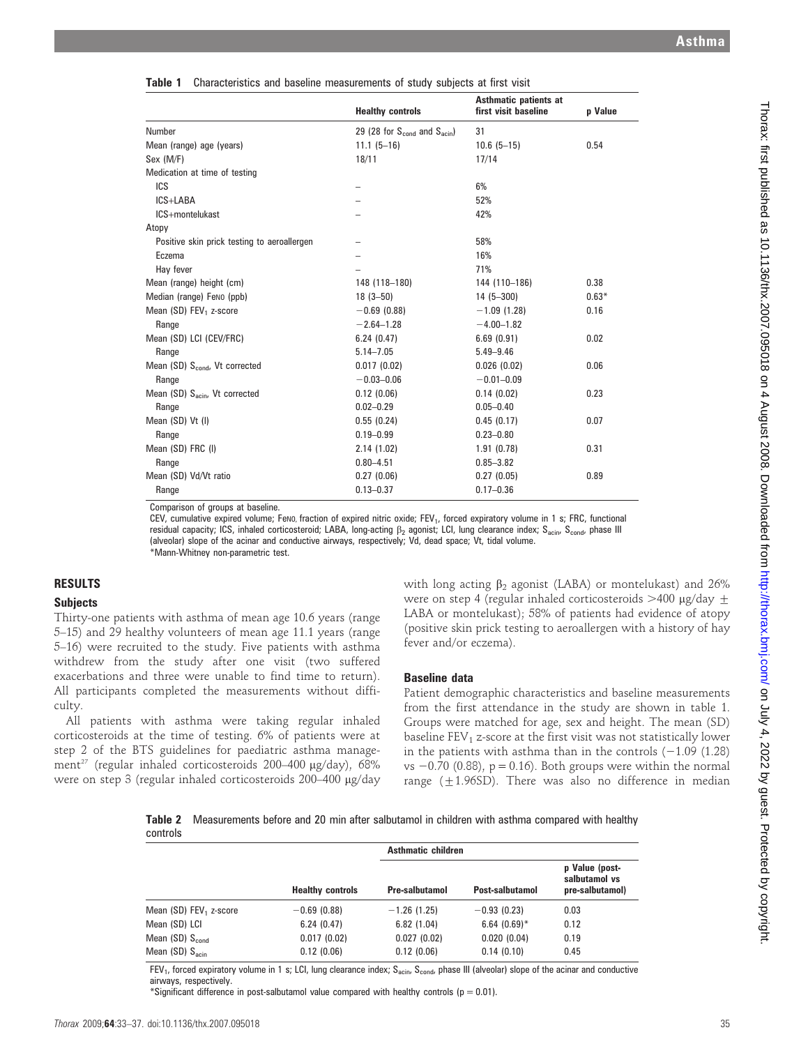**Table 1** Characteristics and baseline measurements of study subjects at first visit

| | Healthy controls | Asthmatic patients at first visit baseline | p Value |
|---|---|---|---|
| Number | 29 (28 for $S_{cond}$ and $S_{acin}$) | 31 | |
| Mean (range) age (years) | 11.1 (5–16) | 10.6 (5–15) | 0.54 |
| Sex (M/F) | 18/11 | 17/14 | |
| Medication at time of testing | | | |
| ICS | – | 6% | |
| ICS+LABA | – | 52% | |
| ICS+montelukast | – | 42% | |
| Atopy | | | |
| Positive skin prick testing to aeroallergen | – | 58% | |
| Eczema | – | 16% | |
| Hay fever | – | 71% | |
| Mean (range) height (cm) | 148 (118–180) | 144 (110–186) | 0.38 |
| Median (range) FeNO (ppb) | 18 (3–50) | 14 (5–300) | 0.63* |
| Mean (SD) $FEV_1$ z-score | −0.69 (0.88) | −1.09 (1.28) | 0.16 |
| Range | −2.64–1.28 | −4.00–1.82 | |
| Mean (SD) LCI (CEV/FRC) | 6.24 (0.47) | 6.69 (0.91) | 0.02 |
| Range | 5.14–7.05 | 5.49–9.46 | |
| Mean (SD) $S_{cond}$, Vt corrected | 0.017 (0.02) | 0.026 (0.02) | 0.06 |
| Range | −0.03–0.06 | −0.01–0.09 | |
| Mean (SD) $S_{acin}$, Vt corrected | 0.12 (0.06) | 0.14 (0.02) | 0.23 |
| Range | 0.02–0.29 | 0.05–0.40 | |
| Mean (SD) Vt (l) | 0.55 (0.24) | 0.45 (0.17) | 0.07 |
| Range | 0.19–0.99 | 0.23–0.80 | |
| Mean (SD) FRC (l) | 2.14 (1.02) | 1.91 (0.78) | 0.31 |
| Range | 0.80–4.51 | 0.85–3.82 | |
| Mean (SD) Vd/Vt ratio | 0.27 (0.06) | 0.27 (0.05) | 0.89 |
| Range | 0.13–0.37 | 0.17–0.36 | |

Comparison of groups at baseline.

CEV, cumulative expired volume; FeNO, fraction of expired nitric oxide; $FEV_1$, forced expiratory volume in 1 s; FRC, functional residual capacity; ICS, inhaled corticosteroid; LABA, long-acting $\beta_2$ agonist; LCI, lung clearance index; $S_{acin}$, $S_{cond}$, phase III (alveolar) slope of the acinar and conductive airways, respectively; Vd, dead space; Vt, tidal volume.

*Mann-Whitney non-parametric test.

## RESULTS

### Subjects

Thirty-one patients with asthma of mean age 10.6 years (range 5–15) and 29 healthy volunteers of mean age 11.1 years (range 5–16) were recruited to the study. Five patients with asthma withdrew from the study after one visit (two suffered exacerbations and three were unable to find time to return). All participants completed the measurements without difficulty.

All patients with asthma were taking regular inhaled corticosteroids at the time of testing. 6% of patients were at step 2 of the BTS guidelines for paediatric asthma management[27] (regular inhaled corticosteroids 200–400 μg/day), 68% were on step 3 (regular inhaled corticosteroids 200–400 μg/day with long acting $\beta_2$ agonist (LABA) or montelukast) and 26% were on step 4 (regular inhaled corticosteroids >400 μg/day ± LABA or montelukast); 58% of patients had evidence of atopy (positive skin prick testing to aeroallergen with a history of hay fever and/or eczema).

### Baseline data

Patient demographic characteristics and baseline measurements from the first attendance in the study are shown in table 1. Groups were matched for age, sex and height. The mean (SD) baseline $FEV_1$ z-score at the first visit was not statistically lower in the patients with asthma than in the controls (−1.09 (1.28) vs −0.70 (0.88), p = 0.16). Both groups were within the normal range (±1.96SD). There was also no difference in median

**Table 2** Measurements before and 20 min after salbutamol in children with asthma compared with healthy controls

| | Healthy controls | Asthmatic children: Pre-salbutamol | Asthmatic children: Post-salbutamol | p Value (post-salbutamol vs pre-salbutamol) |
|---|---|---|---|---|
| Mean (SD) $FEV_1$ z-score | −0.69 (0.88) | −1.26 (1.25) | −0.93 (0.23) | 0.03 |
| Mean (SD) LCI | 6.24 (0.47) | 6.82 (1.04) | 6.64 (0.69)* | 0.12 |
| Mean (SD) $S_{cond}$ | 0.017 (0.02) | 0.027 (0.02) | 0.020 (0.04) | 0.19 |
| Mean (SD) $S_{acin}$ | 0.12 (0.06) | 0.12 (0.06) | 0.14 (0.10) | 0.45 |

$FEV_1$, forced expiratory volume in 1 s; LCI, lung clearance index; $S_{acin}$, $S_{cond}$, phase III (alveolar) slope of the acinar and conductive airways, respectively.

*Significant difference in post-salbutamol value compared with healthy controls (p = 0.01).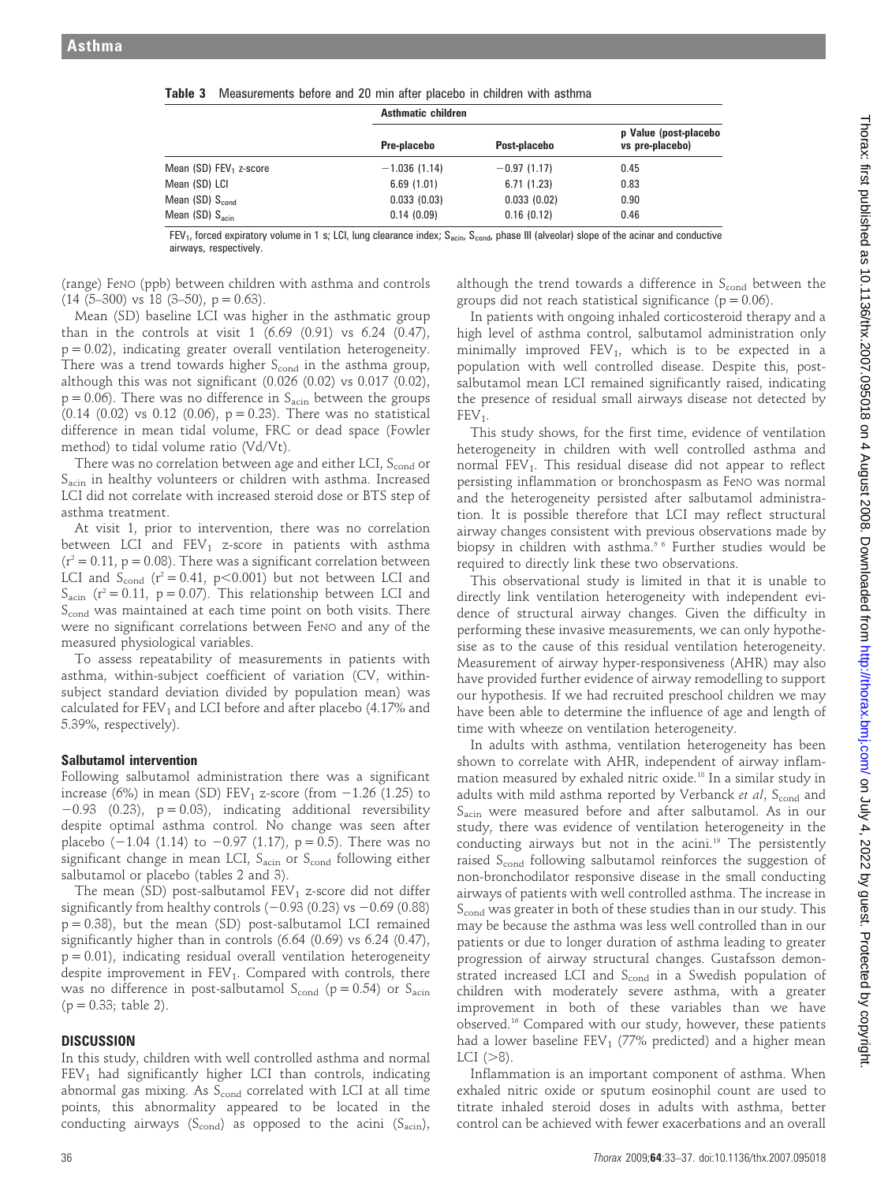**Table 3** Measurements before and 20 min after placebo in children with asthma

| | Asthmatic children | | |
|---|---|---|---|
| | Pre-placebo | Post-placebo | p Value (post-placebo vs pre-placebo) |
| Mean (SD) $FEV_1$ z-score | −1.036 (1.14) | −0.97 (1.17) | 0.45 |
| Mean (SD) LCI | 6.69 (1.01) | 6.71 (1.23) | 0.83 |
| Mean (SD) $S_{cond}$ | 0.033 (0.03) | 0.033 (0.02) | 0.90 |
| Mean (SD) $S_{acin}$ | 0.14 (0.09) | 0.16 (0.12) | 0.46 |

$FEV_1$, forced expiratory volume in 1 s; LCI, lung clearance index; $S_{acin}$, $S_{cond}$, phase III (alveolar) slope of the acinar and conductive airways, respectively.

(range) FeNO (ppb) between children with asthma and controls (14 (5–300) vs 18 (3–50), p = 0.63).

Mean (SD) baseline LCI was higher in the asthmatic group than in the controls at visit 1 (6.69 (0.91) vs 6.24 (0.47), p = 0.02), indicating greater overall ventilation heterogeneity. There was a trend towards higher $S_{cond}$ in the asthma group, although this was not significant (0.026 (0.02) vs 0.017 (0.02), p = 0.06). There was no difference in $S_{acin}$ between the groups (0.14 (0.02) vs 0.12 (0.06), p = 0.23). There was no statistical difference in mean tidal volume, FRC or dead space (Fowler method) to tidal volume ratio (Vd/Vt).

There was no correlation between age and either LCI, $S_{cond}$ or $S_{acin}$ in healthy volunteers or children with asthma. Increased LCI did not correlate with increased steroid dose or BTS step of asthma treatment.

At visit 1, prior to intervention, there was no correlation between LCI and $FEV_1$ z-score in patients with asthma ($r^2 = 0.11$, p = 0.08). There was a significant correlation between LCI and $S_{cond}$ ($r^2 = 0.41$, $p<0.001$) but not between LCI and $S_{acin}$ ($r^2 = 0.11$, p = 0.07). This relationship between LCI and $S_{cond}$ was maintained at each time point on both visits. There were no significant correlations between FeNO and any of the measured physiological variables.

To assess repeatability of measurements in patients with asthma, within-subject coefficient of variation (CV, within-subject standard deviation divided by population mean) was calculated for $FEV_1$ and LCI before and after placebo (4.17% and 5.39%, respectively).

### Salbutamol intervention

Following salbutamol administration there was a significant increase (6%) in mean (SD) $FEV_1$ z-score (from −1.26 (1.25) to −0.93 (0.23), p = 0.03), indicating additional reversibility despite optimal asthma control. No change was seen after placebo (−1.04 (1.14) to −0.97 (1.17), p = 0.5). There was no significant change in mean LCI, $S_{acin}$ or $S_{cond}$ following either salbutamol or placebo (tables 2 and 3).

The mean (SD) post-salbutamol $FEV_1$ z-score did not differ significantly from healthy controls (−0.93 (0.23) vs −0.69 (0.88) p = 0.38), but the mean (SD) post-salbutamol LCI remained significantly higher than in controls (6.64 (0.69) vs 6.24 (0.47), p = 0.01), indicating residual overall ventilation heterogeneity despite improvement in $FEV_1$. Compared with controls, there was no difference in post-salbutamol $S_{cond}$ (p = 0.54) or $S_{acin}$ (p = 0.33; table 2).

## DISCUSSION

In this study, children with well controlled asthma and normal $FEV_1$ had significantly higher LCI than controls, indicating abnormal gas mixing. As $S_{cond}$ correlated with LCI at all time points, this abnormality appeared to be located in the conducting airways ($S_{cond}$) as opposed to the acini ($S_{acin}$), although the trend towards a difference in $S_{cond}$ between the groups did not reach statistical significance (p = 0.06).

In patients with ongoing inhaled corticosteroid therapy and a high level of asthma control, salbutamol administration only minimally improved $FEV_1$, which is to be expected in a population with well controlled disease. Despite this, post-salbutamol mean LCI remained significantly raised, indicating the presence of residual small airways disease not detected by $FEV_1$.

This study shows, for the first time, evidence of ventilation heterogeneity in children with well controlled asthma and normal $FEV_1$. This residual disease did not appear to reflect persisting inflammation or bronchospasm as FeNO was normal and the heterogeneity persisted after salbutamol administration. It is possible therefore that LCI may reflect structural airway changes consistent with previous observations made by biopsy in children with asthma.[5 6] Further studies would be required to directly link these two observations.

This observational study is limited in that it is unable to directly link ventilation heterogeneity with independent evidence of structural airway changes. Given the difficulty in performing these invasive measurements, we can only hypothesise as to the cause of this residual ventilation heterogeneity. Measurement of airway hyper-responsiveness (AHR) may also have provided further evidence of airway remodelling to support our hypothesis. If we had recruited preschool children we may have been able to determine the influence of age and length of time with wheeze on ventilation heterogeneity.

In adults with asthma, ventilation heterogeneity has been shown to correlate with AHR, independent of airway inflammation measured by exhaled nitric oxide.[18] In a similar study in adults with mild asthma reported by Verbanck *et al*, $S_{cond}$ and $S_{acin}$ were measured before and after salbutamol. As in our study, there was evidence of ventilation heterogeneity in the conducting airways but not in the acini.[19] The persistently raised $S_{cond}$ following salbutamol reinforces the suggestion of non-bronchodilator responsive disease in the small conducting airways of patients with well controlled asthma. The increase in $S_{cond}$ was greater in both of these studies than in our study. This may be because the asthma was less well controlled than in our patients or due to longer duration of asthma leading to greater progression of airway structural changes. Gustafsson demonstrated increased LCI and $S_{cond}$ in a Swedish population of children with moderately severe asthma, with a greater improvement in both of these variables than we have observed.[16] Compared with our study, however, these patients had a lower baseline $FEV_1$ (77% predicted) and a higher mean LCI (>8).

Inflammation is an important component of asthma. When exhaled nitric oxide or sputum eosinophil count are used to titrate inhaled steroid doses in adults with asthma, better control can be achieved with fewer exacerbations and an overall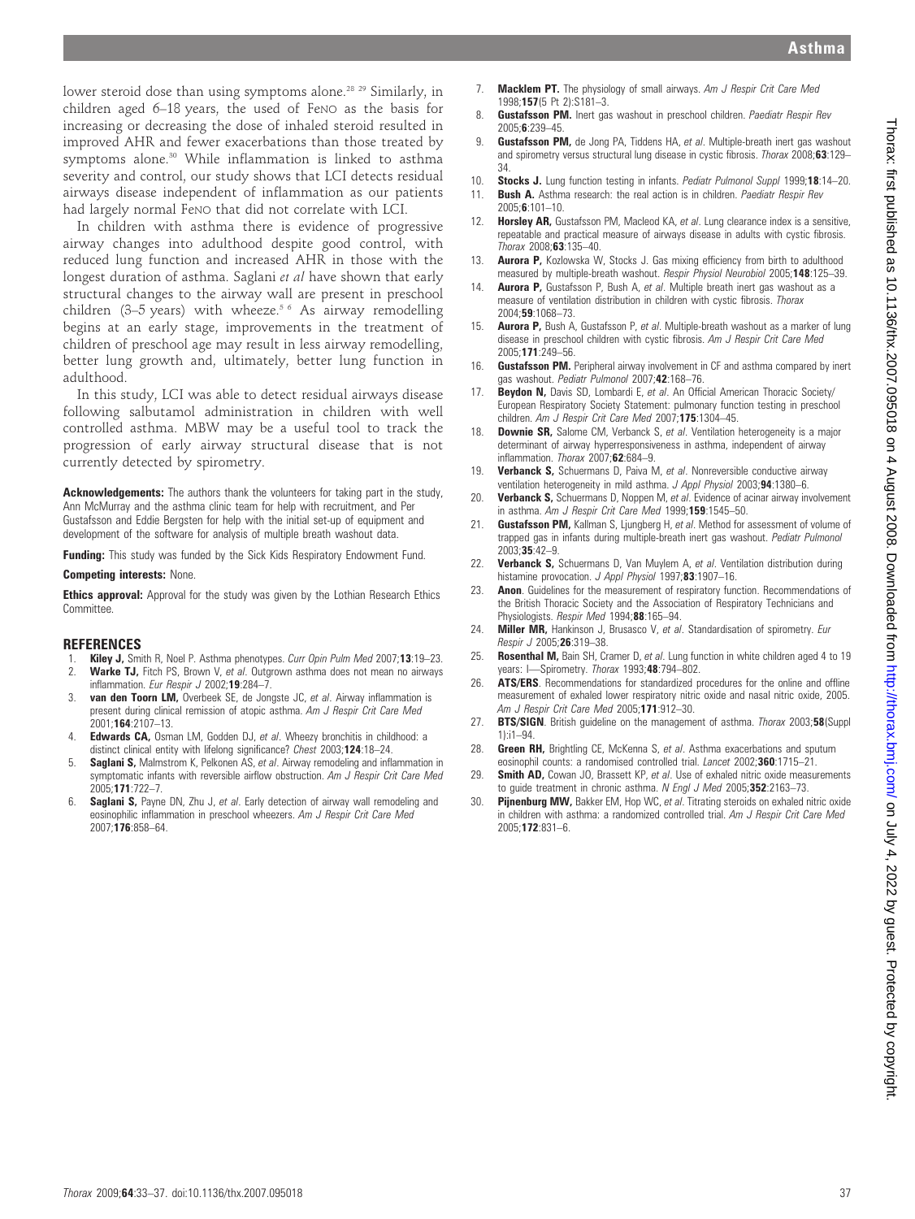lower steroid dose than using symptoms alone.[28 29] Similarly, in children aged 6–18 years, the used of FeNO as the basis for increasing or decreasing the dose of inhaled steroid resulted in improved AHR and fewer exacerbations than those treated by symptoms alone.[30] While inflammation is linked to asthma severity and control, our study shows that LCI detects residual airways disease independent of inflammation as our patients had largely normal FeNO that did not correlate with LCI.

In children with asthma there is evidence of progressive airway changes into adulthood despite good control, with reduced lung function and increased AHR in those with the longest duration of asthma. Saglani *et al* have shown that early structural changes to the airway wall are present in preschool children (3–5 years) with wheeze.[5 6] As airway remodelling begins at an early stage, improvements in the treatment of children of preschool age may result in less airway remodelling, better lung growth and, ultimately, better lung function in adulthood.

In this study, LCI was able to detect residual airways disease following salbutamol administration in children with well controlled asthma. MBW may be a useful tool to track the progression of early airway structural disease that is not currently detected by spirometry.

**Acknowledgements:** The authors thank the volunteers for taking part in the study, Ann McMurray and the asthma clinic team for help with recruitment, and Per Gustafsson and Eddie Bergsten for help with the initial set-up of equipment and development of the software for analysis of multiple breath washout data.

**Funding:** This study was funded by the Sick Kids Respiratory Endowment Fund.

**Competing interests:** None.

**Ethics approval:** Approval for the study was given by the Lothian Research Ethics Committee.

## REFERENCES

1. **Kiley J,** Smith R, Noel P. Asthma phenotypes. *Curr Opin Pulm Med* 2007;**13**:19–23.
2. **Warke TJ,** Fitch PS, Brown V, *et al*. Outgrown asthma does not mean no airways inflammation. *Eur Respir J* 2002;**19**:284–7.
3. **van den Toorn LM,** Overbeek SE, de Jongste JC, *et al*. Airway inflammation is present during clinical remission of atopic asthma. *Am J Respir Crit Care Med* 2001;**164**:2107–13.
4. **Edwards CA,** Osman LM, Godden DJ, *et al*. Wheezy bronchitis in childhood: a distinct clinical entity with lifelong significance? *Chest* 2003;**124**:18–24.
5. **Saglani S,** Malmstrom K, Pelkonen AS, *et al*. Airway remodeling and inflammation in symptomatic infants with reversible airflow obstruction. *Am J Respir Crit Care Med* 2005;**171**:722–7.
6. **Saglani S,** Payne DN, Zhu J, *et al*. Early detection of airway wall remodeling and eosinophilic inflammation in preschool wheezers. *Am J Respir Crit Care Med* 2007;**176**:858–64.
7. **Macklem PT.** The physiology of small airways. *Am J Respir Crit Care Med* 1998;**157**(5 Pt 2):S181–3.
8. **Gustafsson PM.** Inert gas washout in preschool children. *Paediatr Respir Rev* 2005;**6**:239–45.
9. **Gustafsson PM,** de Jong PA, Tiddens HA, *et al*. Multiple-breath inert gas washout and spirometry versus structural lung disease in cystic fibrosis. *Thorax* 2008;**63**:129–34.
10. **Stocks J.** Lung function testing in infants. *Pediatr Pulmonol Suppl* 1999;**18**:14–20.
11. **Bush A.** Asthma research: the real action is in children. *Paediatr Respir Rev* 2005;**6**:101–10.
12. **Horsley AR,** Gustafsson PM, Macleod KA, *et al*. Lung clearance index is a sensitive, repeatable and practical measure of airways disease in adults with cystic fibrosis. *Thorax* 2008;**63**:135–40.
13. **Aurora P,** Kozlowska W, Stocks J. Gas mixing efficiency from birth to adulthood measured by multiple-breath washout. *Respir Physiol Neurobiol* 2005;**148**:125–39.
14. **Aurora P,** Gustafsson P, Bush A, *et al*. Multiple breath inert gas washout as a measure of ventilation distribution in children with cystic fibrosis. *Thorax* 2004;**59**:1068–73.
15. **Aurora P,** Bush A, Gustafsson P, *et al*. Multiple-breath washout as a marker of lung disease in preschool children with cystic fibrosis. *Am J Respir Crit Care Med* 2005;**171**:249–56.
16. **Gustafsson PM.** Peripheral airway involvement in CF and asthma compared by inert gas washout. *Pediatr Pulmonol* 2007;**42**:168–76.
17. **Beydon N,** Davis SD, Lombardi E, *et al*. An Official American Thoracic Society/European Respiratory Society Statement: pulmonary function testing in preschool children. *Am J Respir Crit Care Med* 2007;**175**:1304–45.
18. **Downie SR,** Salome CM, Verbanck S, *et al*. Ventilation heterogeneity is a major determinant of airway hyperresponsiveness in asthma, independent of airway inflammation. *Thorax* 2007;**62**:684–9.
19. **Verbanck S,** Schuermans D, Paiva M, *et al*. Nonreversible conductive airway ventilation heterogeneity in mild asthma. *J Appl Physiol* 2003;**94**:1380–6.
20. **Verbanck S,** Schuermans D, Noppen M, *et al*. Evidence of acinar airway involvement in asthma. *Am J Respir Crit Care Med* 1999;**159**:1545–50.
21. **Gustafsson PM,** Kallman S, Ljungberg H, *et al*. Method for assessment of volume of trapped gas in infants during multiple-breath inert gas washout. *Pediatr Pulmonol* 2003;**35**:42–9.
22. **Verbanck S,** Schuermans D, Van Muylem A, *et al*. Ventilation distribution during histamine provocation. *J Appl Physiol* 1997;**83**:1907–16.
23. **Anon**. Guidelines for the measurement of respiratory function. Recommendations of the British Thoracic Society and the Association of Respiratory Technicians and Physiologists. *Respir Med* 1994;**88**:165–94.
24. **Miller MR,** Hankinson J, Brusasco V, *et al*. Standardisation of spirometry. *Eur Respir J* 2005;**26**:319–38.
25. **Rosenthal M,** Bain SH, Cramer D, *et al*. Lung function in white children aged 4 to 19 years: I—Spirometry. *Thorax* 1993;**48**:794–802.
26. **ATS/ERS**. Recommendations for standardized procedures for the online and offline measurement of exhaled lower respiratory nitric oxide and nasal nitric oxide, 2005. *Am J Respir Crit Care Med* 2005;**171**:912–30.
27. **BTS/SIGN**. British guideline on the management of asthma. *Thorax* 2003;**58**(Suppl 1):i1–94.
28. **Green RH,** Brightling CE, McKenna S, *et al*. Asthma exacerbations and sputum eosinophil counts: a randomised controlled trial. *Lancet* 2002;**360**:1715–21.
29. **Smith AD,** Cowan JO, Brassett KP, *et al*. Use of exhaled nitric oxide measurements to guide treatment in chronic asthma. *N Engl J Med* 2005;**352**:2163–73.
30. **Pijnenburg MW,** Bakker EM, Hop WC, *et al*. Titrating steroids on exhaled nitric oxide in children with asthma: a randomized controlled trial. *Am J Respir Crit Care Med* 2005;**172**:831–6.